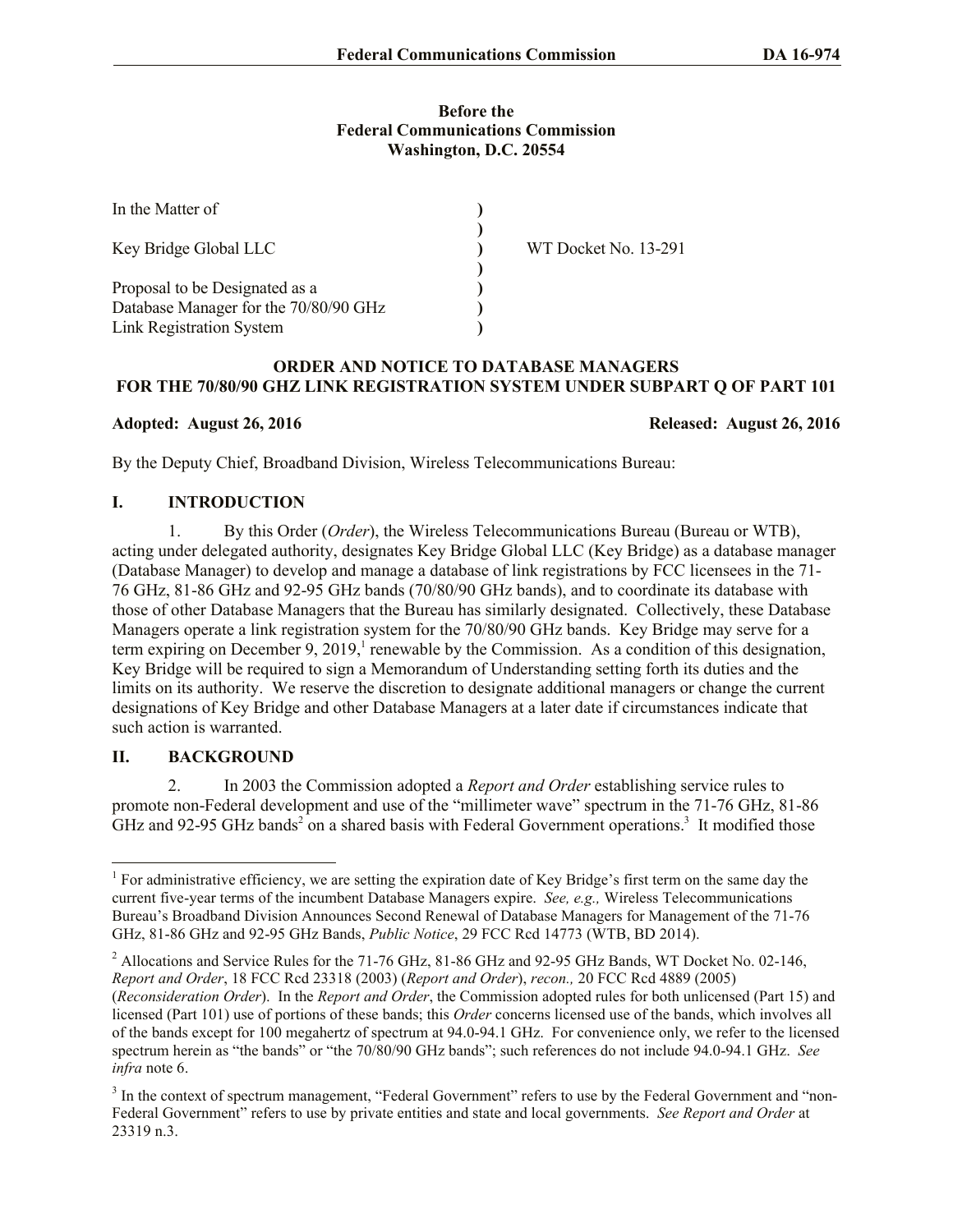**Before the**
**Federal Communications Commission**
**Washington, D.C. 20554**

| | | |
|---|---|---|
| In the Matter of | ) | |
| | ) | |
| Key Bridge Global LLC | ) | WT Docket No. 13-291 |
| | ) | |
| Proposal to be Designated as a | ) | |
| Database Manager for the 70/80/90 GHz | ) | |
| Link Registration System | ) | |

**ORDER AND NOTICE TO DATABASE MANAGERS FOR THE 70/80/90 GHZ LINK REGISTRATION SYSTEM UNDER SUBPART Q OF PART 101**

**Adopted: August 26, 2016** **Released: August 26, 2016**

By the Deputy Chief, Broadband Division, Wireless Telecommunications Bureau:

## I. INTRODUCTION

1. By this Order (*Order*), the Wireless Telecommunications Bureau (Bureau or WTB), acting under delegated authority, designates Key Bridge Global LLC (Key Bridge) as a database manager (Database Manager) to develop and manage a database of link registrations by FCC licensees in the 71-76 GHz, 81-86 GHz and 92-95 GHz bands (70/80/90 GHz bands), and to coordinate its database with those of other Database Managers that the Bureau has similarly designated. Collectively, these Database Managers operate a link registration system for the 70/80/90 GHz bands. Key Bridge may serve for a term expiring on December 9, 2019,[1] renewable by the Commission. As a condition of this designation, Key Bridge will be required to sign a Memorandum of Understanding setting forth its duties and the limits on its authority. We reserve the discretion to designate additional managers or change the current designations of Key Bridge and other Database Managers at a later date if circumstances indicate that such action is warranted.

## II. BACKGROUND

2. In 2003 the Commission adopted a *Report and Order* establishing service rules to promote non-Federal development and use of the "millimeter wave" spectrum in the 71-76 GHz, 81-86 GHz and 92-95 GHz bands[2] on a shared basis with Federal Government operations.[3] It modified those

---

[1] For administrative efficiency, we are setting the expiration date of Key Bridge's first term on the same day the current five-year terms of the incumbent Database Managers expire. *See, e.g.,* Wireless Telecommunications Bureau's Broadband Division Announces Second Renewal of Database Managers for Management of the 71-76 GHz, 81-86 GHz and 92-95 GHz Bands, *Public Notice*, 29 FCC Rcd 14773 (WTB, BD 2014).

[2] Allocations and Service Rules for the 71-76 GHz, 81-86 GHz and 92-95 GHz Bands, WT Docket No. 02-146, *Report and Order*, 18 FCC Rcd 23318 (2003) (*Report and Order*), *recon.,* 20 FCC Rcd 4889 (2005) (*Reconsideration Order*). In the *Report and Order*, the Commission adopted rules for both unlicensed (Part 15) and licensed (Part 101) use of portions of these bands; this *Order* concerns licensed use of the bands, which involves all of the bands except for 100 megahertz of spectrum at 94.0-94.1 GHz. For convenience only, we refer to the licensed spectrum herein as "the bands" or "the 70/80/90 GHz bands"; such references do not include 94.0-94.1 GHz. *See infra* note 6.

[3] In the context of spectrum management, "Federal Government" refers to use by the Federal Government and "non-Federal Government" refers to use by private entities and state and local governments. *See Report and Order* at 23319 n.3.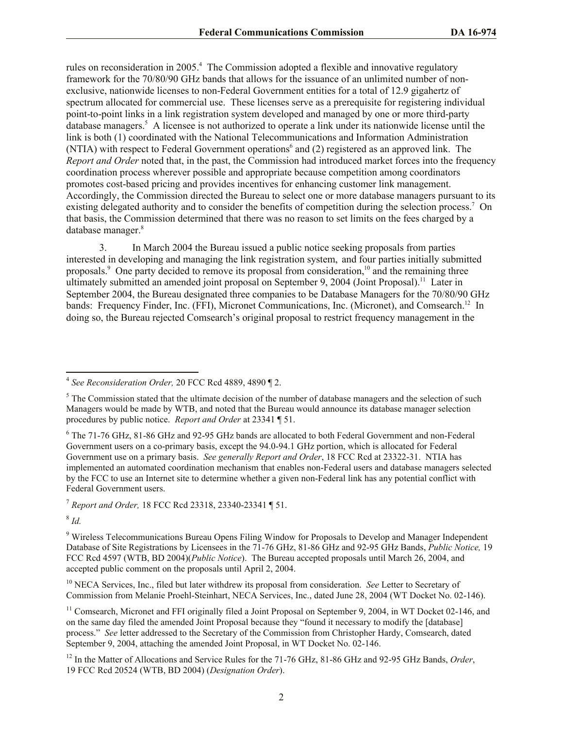rules on reconsideration in 2005.[4] The Commission adopted a flexible and innovative regulatory framework for the 70/80/90 GHz bands that allows for the issuance of an unlimited number of non-exclusive, nationwide licenses to non-Federal Government entities for a total of 12.9 gigahertz of spectrum allocated for commercial use. These licenses serve as a prerequisite for registering individual point-to-point links in a link registration system developed and managed by one or more third-party database managers.[5] A licensee is not authorized to operate a link under its nationwide license until the link is both (1) coordinated with the National Telecommunications and Information Administration (NTIA) with respect to Federal Government operations[6] and (2) registered as an approved link. The *Report and Order* noted that, in the past, the Commission had introduced market forces into the frequency coordination process wherever possible and appropriate because competition among coordinators promotes cost-based pricing and provides incentives for enhancing customer link management. Accordingly, the Commission directed the Bureau to select one or more database managers pursuant to its existing delegated authority and to consider the benefits of competition during the selection process.[7] On that basis, the Commission determined that there was no reason to set limits on the fees charged by a database manager.[8]

3. In March 2004 the Bureau issued a public notice seeking proposals from parties interested in developing and managing the link registration system, and four parties initially submitted proposals.[9] One party decided to remove its proposal from consideration,[10] and the remaining three ultimately submitted an amended joint proposal on September 9, 2004 (Joint Proposal).[11] Later in September 2004, the Bureau designated three companies to be Database Managers for the 70/80/90 GHz bands: Frequency Finder, Inc. (FFI), Micronet Communications, Inc. (Micronet), and Comsearch.[12] In doing so, the Bureau rejected Comsearch's original proposal to restrict frequency management in the

---

[4] *See Reconsideration Order,* 20 FCC Rcd 4889, 4890 ¶ 2.

[5] The Commission stated that the ultimate decision of the number of database managers and the selection of such Managers would be made by WTB, and noted that the Bureau would announce its database manager selection procedures by public notice. *Report and Order* at 23341 ¶ 51.

[6] The 71-76 GHz, 81-86 GHz and 92-95 GHz bands are allocated to both Federal Government and non-Federal Government users on a co-primary basis, except the 94.0-94.1 GHz portion, which is allocated for Federal Government use on a primary basis. *See generally Report and Order*, 18 FCC Rcd at 23322-31. NTIA has implemented an automated coordination mechanism that enables non-Federal users and database managers selected by the FCC to use an Internet site to determine whether a given non-Federal link has any potential conflict with Federal Government users.

[7] *Report and Order,* 18 FCC Rcd 23318, 23340-23341 ¶ 51.

[8] *Id.*

[9] Wireless Telecommunications Bureau Opens Filing Window for Proposals to Develop and Manager Independent Database of Site Registrations by Licensees in the 71-76 GHz, 81-86 GHz and 92-95 GHz Bands, *Public Notice,* 19 FCC Rcd 4597 (WTB, BD 2004)(*Public Notice*). The Bureau accepted proposals until March 26, 2004, and accepted public comment on the proposals until April 2, 2004.

[10] NECA Services, Inc., filed but later withdrew its proposal from consideration. *See* Letter to Secretary of Commission from Melanie Proehl-Steinhart, NECA Services, Inc., dated June 28, 2004 (WT Docket No. 02-146).

[11] Comsearch, Micronet and FFI originally filed a Joint Proposal on September 9, 2004, in WT Docket 02-146, and on the same day filed the amended Joint Proposal because they "found it necessary to modify the [database] process." *See* letter addressed to the Secretary of the Commission from Christopher Hardy, Comsearch, dated September 9, 2004, attaching the amended Joint Proposal, in WT Docket No. 02-146.

[12] In the Matter of Allocations and Service Rules for the 71-76 GHz, 81-86 GHz and 92-95 GHz Bands, *Order*, 19 FCC Rcd 20524 (WTB, BD 2004) (*Designation Order*).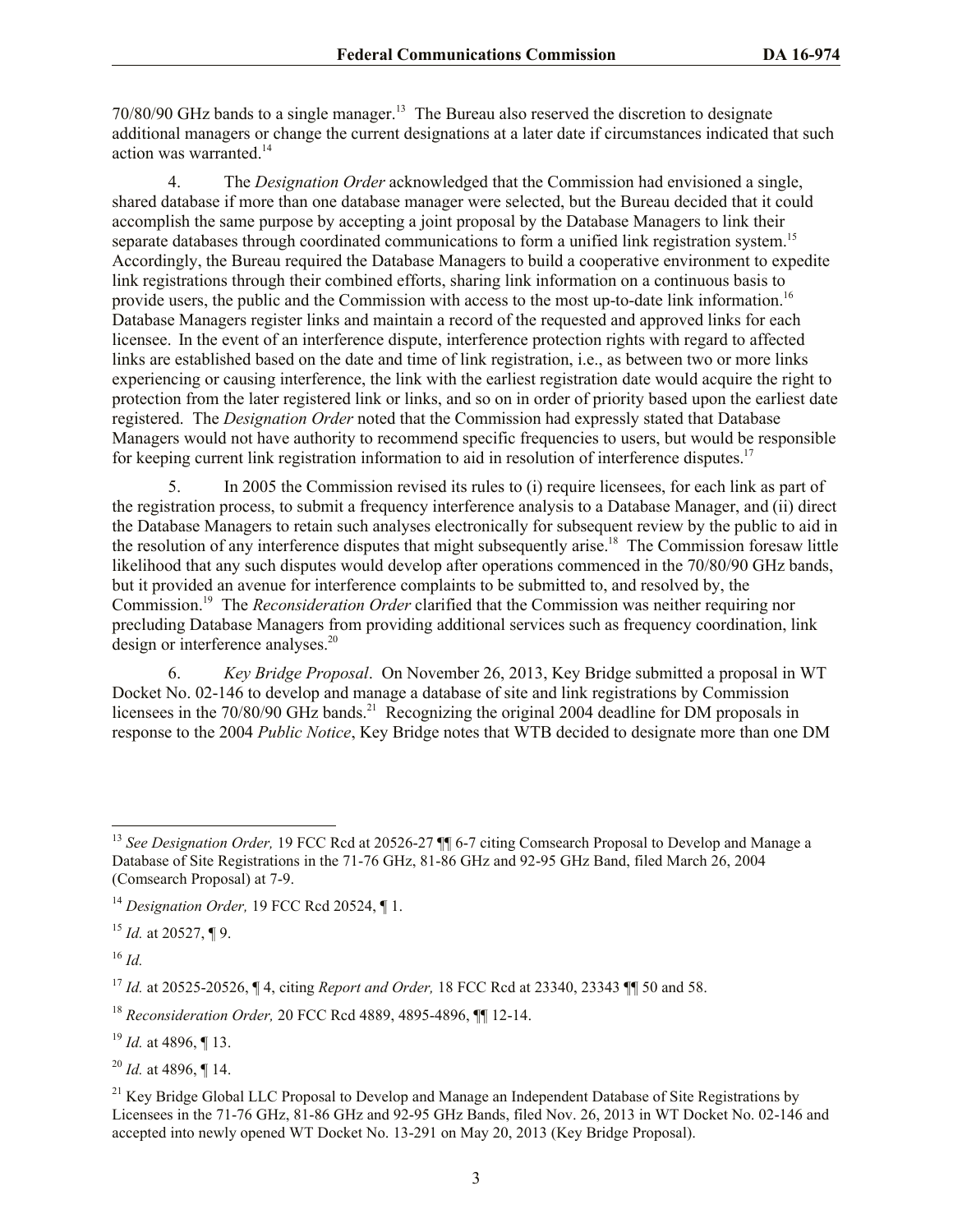70/80/90 GHz bands to a single manager.[13] The Bureau also reserved the discretion to designate additional managers or change the current designations at a later date if circumstances indicated that such action was warranted.[14]

4. The *Designation Order* acknowledged that the Commission had envisioned a single, shared database if more than one database manager were selected, but the Bureau decided that it could accomplish the same purpose by accepting a joint proposal by the Database Managers to link their separate databases through coordinated communications to form a unified link registration system.[15] Accordingly, the Bureau required the Database Managers to build a cooperative environment to expedite link registrations through their combined efforts, sharing link information on a continuous basis to provide users, the public and the Commission with access to the most up-to-date link information.[16] Database Managers register links and maintain a record of the requested and approved links for each licensee. In the event of an interference dispute, interference protection rights with regard to affected links are established based on the date and time of link registration, i.e., as between two or more links experiencing or causing interference, the link with the earliest registration date would acquire the right to protection from the later registered link or links, and so on in order of priority based upon the earliest date registered. The *Designation Order* noted that the Commission had expressly stated that Database Managers would not have authority to recommend specific frequencies to users, but would be responsible for keeping current link registration information to aid in resolution of interference disputes.[17]

5. In 2005 the Commission revised its rules to (i) require licensees, for each link as part of the registration process, to submit a frequency interference analysis to a Database Manager, and (ii) direct the Database Managers to retain such analyses electronically for subsequent review by the public to aid in the resolution of any interference disputes that might subsequently arise.[18] The Commission foresaw little likelihood that any such disputes would develop after operations commenced in the 70/80/90 GHz bands, but it provided an avenue for interference complaints to be submitted to, and resolved by, the Commission.[19] The *Reconsideration Order* clarified that the Commission was neither requiring nor precluding Database Managers from providing additional services such as frequency coordination, link design or interference analyses.[20]

6. *Key Bridge Proposal*. On November 26, 2013, Key Bridge submitted a proposal in WT Docket No. 02-146 to develop and manage a database of site and link registrations by Commission licensees in the 70/80/90 GHz bands.[21] Recognizing the original 2004 deadline for DM proposals in response to the 2004 *Public Notice*, Key Bridge notes that WTB decided to designate more than one DM

---

[13] *See Designation Order,* 19 FCC Rcd at 20526-27 ¶¶ 6-7 citing Comsearch Proposal to Develop and Manage a Database of Site Registrations in the 71-76 GHz, 81-86 GHz and 92-95 GHz Band, filed March 26, 2004 (Comsearch Proposal) at 7-9.

[14] *Designation Order,* 19 FCC Rcd 20524, ¶ 1.

[15] *Id.* at 20527, ¶ 9.

[16] *Id.*

[17] *Id.* at 20525-20526, ¶ 4, citing *Report and Order,* 18 FCC Rcd at 23340, 23343 ¶¶ 50 and 58.

[18] *Reconsideration Order,* 20 FCC Rcd 4889, 4895-4896, ¶¶ 12-14.

[19] *Id.* at 4896, ¶ 13.

[20] *Id.* at 4896, ¶ 14.

[21] Key Bridge Global LLC Proposal to Develop and Manage an Independent Database of Site Registrations by Licensees in the 71-76 GHz, 81-86 GHz and 92-95 GHz Bands, filed Nov. 26, 2013 in WT Docket No. 02-146 and accepted into newly opened WT Docket No. 13-291 on May 20, 2013 (Key Bridge Proposal).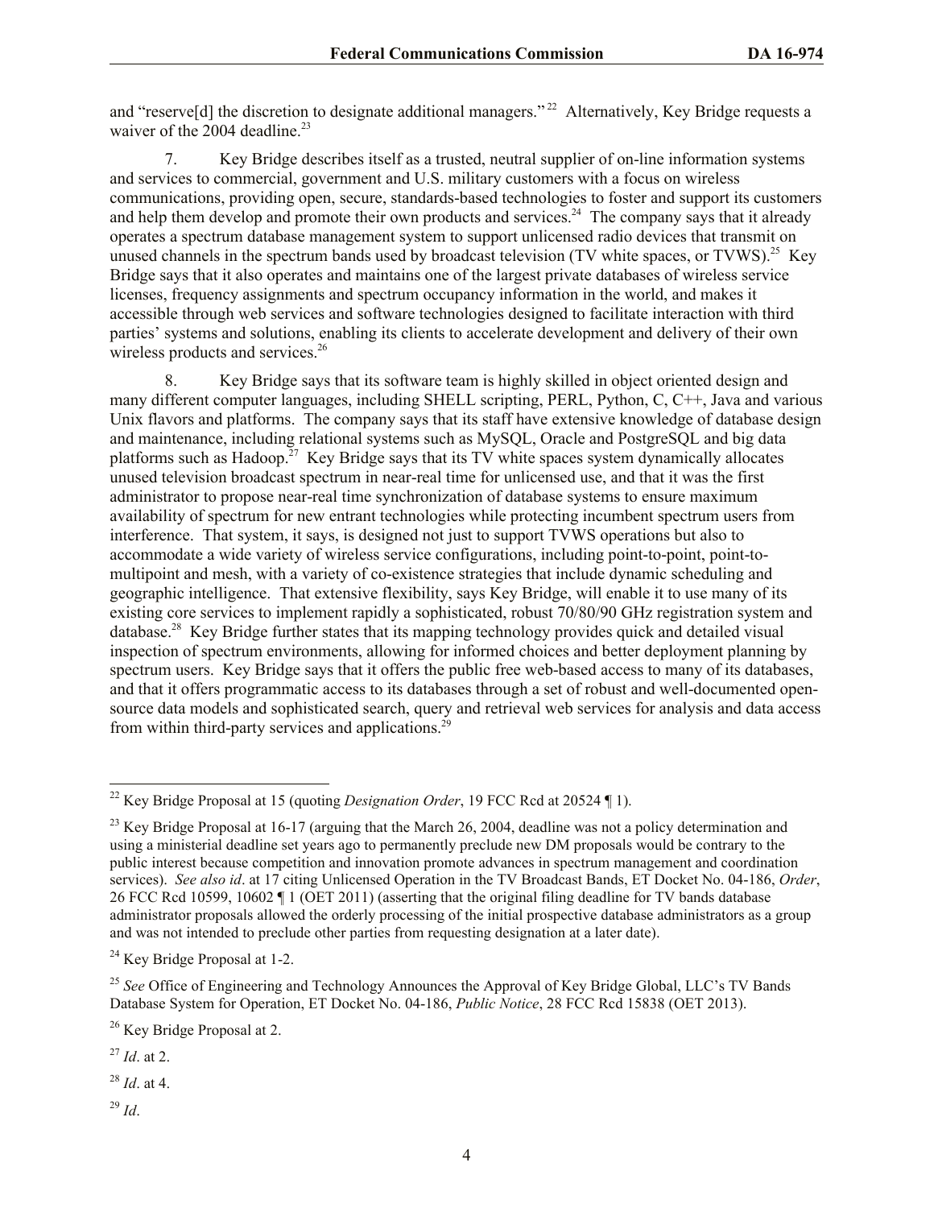and "reserve[d] the discretion to designate additional managers."[22] Alternatively, Key Bridge requests a waiver of the 2004 deadline.[23]

7. Key Bridge describes itself as a trusted, neutral supplier of on-line information systems and services to commercial, government and U.S. military customers with a focus on wireless communications, providing open, secure, standards-based technologies to foster and support its customers and help them develop and promote their own products and services.[24] The company says that it already operates a spectrum database management system to support unlicensed radio devices that transmit on unused channels in the spectrum bands used by broadcast television (TV white spaces, or TVWS).[25] Key Bridge says that it also operates and maintains one of the largest private databases of wireless service licenses, frequency assignments and spectrum occupancy information in the world, and makes it accessible through web services and software technologies designed to facilitate interaction with third parties' systems and solutions, enabling its clients to accelerate development and delivery of their own wireless products and services.[26]

8. Key Bridge says that its software team is highly skilled in object oriented design and many different computer languages, including SHELL scripting, PERL, Python, C, C++, Java and various Unix flavors and platforms. The company says that its staff have extensive knowledge of database design and maintenance, including relational systems such as MySQL, Oracle and PostgreSQL and big data platforms such as Hadoop.[27] Key Bridge says that its TV white spaces system dynamically allocates unused television broadcast spectrum in near-real time for unlicensed use, and that it was the first administrator to propose near-real time synchronization of database systems to ensure maximum availability of spectrum for new entrant technologies while protecting incumbent spectrum users from interference. That system, it says, is designed not just to support TVWS operations but also to accommodate a wide variety of wireless service configurations, including point-to-point, point-to-multipoint and mesh, with a variety of co-existence strategies that include dynamic scheduling and geographic intelligence. That extensive flexibility, says Key Bridge, will enable it to use many of its existing core services to implement rapidly a sophisticated, robust 70/80/90 GHz registration system and database.[28] Key Bridge further states that its mapping technology provides quick and detailed visual inspection of spectrum environments, allowing for informed choices and better deployment planning by spectrum users. Key Bridge says that it offers the public free web-based access to many of its databases, and that it offers programmatic access to its databases through a set of robust and well-documented open-source data models and sophisticated search, query and retrieval web services for analysis and data access from within third-party services and applications.[29]

---

[22] Key Bridge Proposal at 15 (quoting *Designation Order*, 19 FCC Rcd at 20524 ¶ 1).

[23] Key Bridge Proposal at 16-17 (arguing that the March 26, 2004, deadline was not a policy determination and using a ministerial deadline set years ago to permanently preclude new DM proposals would be contrary to the public interest because competition and innovation promote advances in spectrum management and coordination services). *See also id*. at 17 citing Unlicensed Operation in the TV Broadcast Bands, ET Docket No. 04-186, *Order*, 26 FCC Rcd 10599, 10602 ¶ 1 (OET 2011) (asserting that the original filing deadline for TV bands database administrator proposals allowed the orderly processing of the initial prospective database administrators as a group and was not intended to preclude other parties from requesting designation at a later date).

[24] Key Bridge Proposal at 1-2.

[25] *See* Office of Engineering and Technology Announces the Approval of Key Bridge Global, LLC's TV Bands Database System for Operation, ET Docket No. 04-186, *Public Notice*, 28 FCC Rcd 15838 (OET 2013).

[26] Key Bridge Proposal at 2.

[27] *Id*. at 2.

[28] *Id*. at 4.

[29] *Id*.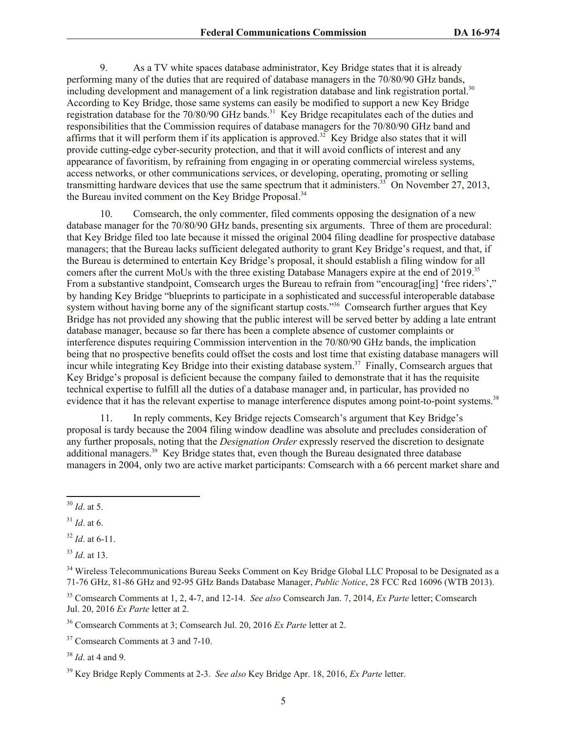9. As a TV white spaces database administrator, Key Bridge states that it is already performing many of the duties that are required of database managers in the 70/80/90 GHz bands, including development and management of a link registration database and link registration portal.[30] According to Key Bridge, those same systems can easily be modified to support a new Key Bridge registration database for the 70/80/90 GHz bands.[31] Key Bridge recapitulates each of the duties and responsibilities that the Commission requires of database managers for the 70/80/90 GHz band and affirms that it will perform them if its application is approved.[32] Key Bridge also states that it will provide cutting-edge cyber-security protection, and that it will avoid conflicts of interest and any appearance of favoritism, by refraining from engaging in or operating commercial wireless systems, access networks, or other communications services, or developing, operating, promoting or selling transmitting hardware devices that use the same spectrum that it administers.[33] On November 27, 2013, the Bureau invited comment on the Key Bridge Proposal.[34]

10. Comsearch, the only commenter, filed comments opposing the designation of a new database manager for the 70/80/90 GHz bands, presenting six arguments. Three of them are procedural: that Key Bridge filed too late because it missed the original 2004 filing deadline for prospective database managers; that the Bureau lacks sufficient delegated authority to grant Key Bridge's request, and that, if the Bureau is determined to entertain Key Bridge's proposal, it should establish a filing window for all comers after the current MoUs with the three existing Database Managers expire at the end of 2019.[35] From a substantive standpoint, Comsearch urges the Bureau to refrain from "encourag[ing] 'free riders'," by handing Key Bridge "blueprints to participate in a sophisticated and successful interoperable database system without having borne any of the significant startup costs."[36] Comsearch further argues that Key Bridge has not provided any showing that the public interest will be served better by adding a late entrant database manager, because so far there has been a complete absence of customer complaints or interference disputes requiring Commission intervention in the 70/80/90 GHz bands, the implication being that no prospective benefits could offset the costs and lost time that existing database managers will incur while integrating Key Bridge into their existing database system.[37] Finally, Comsearch argues that Key Bridge's proposal is deficient because the company failed to demonstrate that it has the requisite technical expertise to fulfill all the duties of a database manager and, in particular, has provided no evidence that it has the relevant expertise to manage interference disputes among point-to-point systems.[38]

11. In reply comments, Key Bridge rejects Comsearch's argument that Key Bridge's proposal is tardy because the 2004 filing window deadline was absolute and precludes consideration of any further proposals, noting that the *Designation Order* expressly reserved the discretion to designate additional managers.[39] Key Bridge states that, even though the Bureau designated three database managers in 2004, only two are active market participants: Comsearch with a 66 percent market share and

---

[30] *Id*. at 5.

[31] *Id*. at 6.

[32] *Id*. at 6-11.

[33] *Id*. at 13.

[34] Wireless Telecommunications Bureau Seeks Comment on Key Bridge Global LLC Proposal to be Designated as a 71-76 GHz, 81-86 GHz and 92-95 GHz Bands Database Manager, *Public Notice*, 28 FCC Rcd 16096 (WTB 2013).

[35] Comsearch Comments at 1, 2, 4-7, and 12-14. *See also* Comsearch Jan. 7, 2014, *Ex Parte* letter; Comsearch Jul. 20, 2016 *Ex Parte* letter at 2.

[36] Comsearch Comments at 3; Comsearch Jul. 20, 2016 *Ex Parte* letter at 2.

[37] Comsearch Comments at 3 and 7-10.

[38] *Id*. at 4 and 9.

[39] Key Bridge Reply Comments at 2-3. *See also* Key Bridge Apr. 18, 2016, *Ex Parte* letter.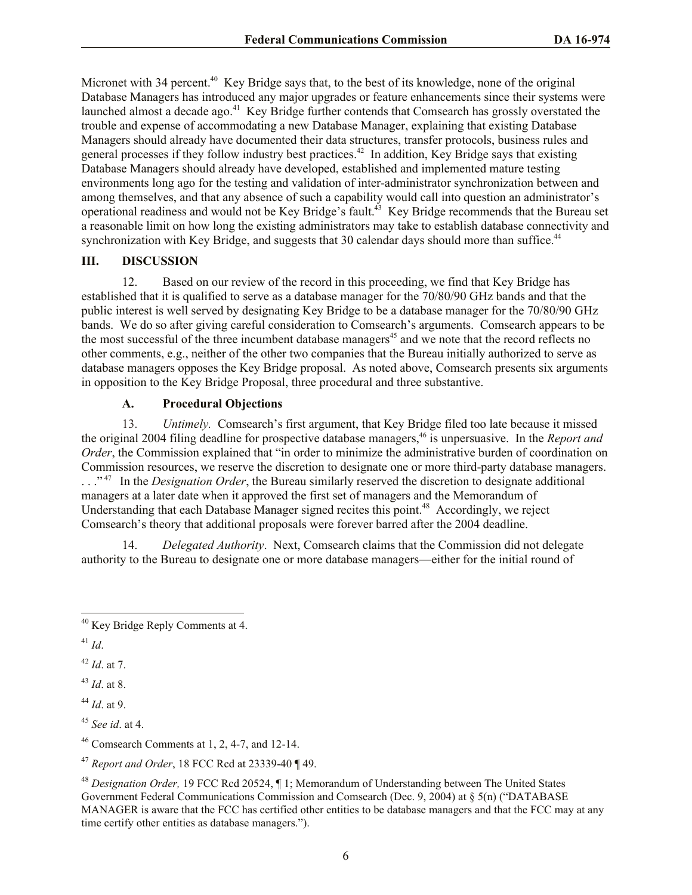Micronet with 34 percent.[40] Key Bridge says that, to the best of its knowledge, none of the original Database Managers has introduced any major upgrades or feature enhancements since their systems were launched almost a decade ago.[41] Key Bridge further contends that Comsearch has grossly overstated the trouble and expense of accommodating a new Database Manager, explaining that existing Database Managers should already have documented their data structures, transfer protocols, business rules and general processes if they follow industry best practices.[42] In addition, Key Bridge says that existing Database Managers should already have developed, established and implemented mature testing environments long ago for the testing and validation of inter-administrator synchronization between and among themselves, and that any absence of such a capability would call into question an administrator's operational readiness and would not be Key Bridge's fault.[43] Key Bridge recommends that the Bureau set a reasonable limit on how long the existing administrators may take to establish database connectivity and synchronization with Key Bridge, and suggests that 30 calendar days should more than suffice.[44]

## III. DISCUSSION

12. Based on our review of the record in this proceeding, we find that Key Bridge has established that it is qualified to serve as a database manager for the 70/80/90 GHz bands and that the public interest is well served by designating Key Bridge to be a database manager for the 70/80/90 GHz bands. We do so after giving careful consideration to Comsearch's arguments. Comsearch appears to be the most successful of the three incumbent database managers[45] and we note that the record reflects no other comments, e.g., neither of the other two companies that the Bureau initially authorized to serve as database managers opposes the Key Bridge proposal. As noted above, Comsearch presents six arguments in opposition to the Key Bridge Proposal, three procedural and three substantive.

### A. Procedural Objections

13. *Untimely.* Comsearch's first argument, that Key Bridge filed too late because it missed the original 2004 filing deadline for prospective database managers,[46] is unpersuasive. In the *Report and Order*, the Commission explained that "in order to minimize the administrative burden of coordination on Commission resources, we reserve the discretion to designate one or more third-party database managers. . . ."[47] In the *Designation Order*, the Bureau similarly reserved the discretion to designate additional managers at a later date when it approved the first set of managers and the Memorandum of Understanding that each Database Manager signed recites this point.[48] Accordingly, we reject Comsearch's theory that additional proposals were forever barred after the 2004 deadline.

14. *Delegated Authority*. Next, Comsearch claims that the Commission did not delegate authority to the Bureau to designate one or more database managers—either for the initial round of

---

[40] Key Bridge Reply Comments at 4.

[41] *Id*.

[42] *Id*. at 7.

[43] *Id*. at 8.

[44] *Id*. at 9.

[45] *See id*. at 4.

[46] Comsearch Comments at 1, 2, 4-7, and 12-14.

[47] *Report and Order*, 18 FCC Rcd at 23339-40 ¶ 49.

[48] *Designation Order,* 19 FCC Rcd 20524, ¶ 1; Memorandum of Understanding between The United States Government Federal Communications Commission and Comsearch (Dec. 9, 2004) at § 5(n) ("DATABASE MANAGER is aware that the FCC has certified other entities to be database managers and that the FCC may at any time certify other entities as database managers.").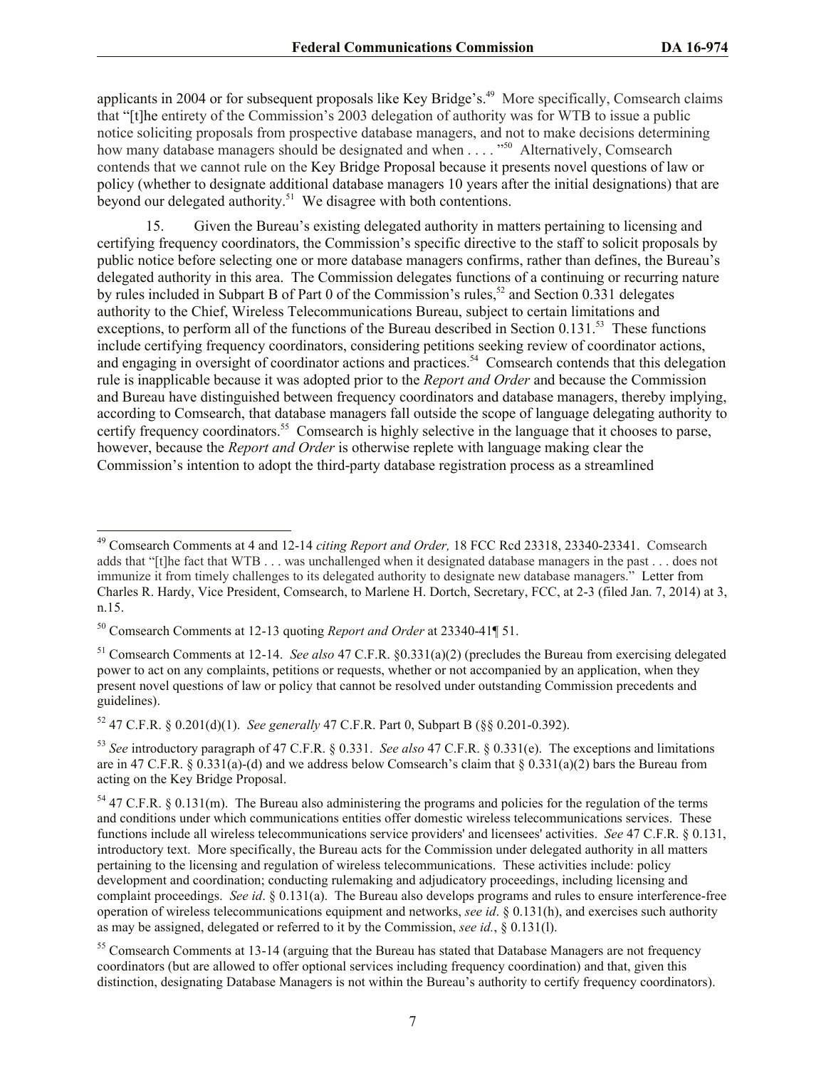applicants in 2004 or for subsequent proposals like Key Bridge's.[49] More specifically, Comsearch claims that "[t]he entirety of the Commission's 2003 delegation of authority was for WTB to issue a public notice soliciting proposals from prospective database managers, and not to make decisions determining how many database managers should be designated and when . . . ."[50] Alternatively, Comsearch contends that we cannot rule on the Key Bridge Proposal because it presents novel questions of law or policy (whether to designate additional database managers 10 years after the initial designations) that are beyond our delegated authority.[51] We disagree with both contentions.

15. Given the Bureau's existing delegated authority in matters pertaining to licensing and certifying frequency coordinators, the Commission's specific directive to the staff to solicit proposals by public notice before selecting one or more database managers confirms, rather than defines, the Bureau's delegated authority in this area. The Commission delegates functions of a continuing or recurring nature by rules included in Subpart B of Part 0 of the Commission's rules,[52] and Section 0.331 delegates authority to the Chief, Wireless Telecommunications Bureau, subject to certain limitations and exceptions, to perform all of the functions of the Bureau described in Section 0.131.[53] These functions include certifying frequency coordinators, considering petitions seeking review of coordinator actions, and engaging in oversight of coordinator actions and practices.[54] Comsearch contends that this delegation rule is inapplicable because it was adopted prior to the *Report and Order* and because the Commission and Bureau have distinguished between frequency coordinators and database managers, thereby implying, according to Comsearch, that database managers fall outside the scope of language delegating authority to certify frequency coordinators.[55] Comsearch is highly selective in the language that it chooses to parse, however, because the *Report and Order* is otherwise replete with language making clear the Commission's intention to adopt the third-party database registration process as a streamlined

---

[49] Comsearch Comments at 4 and 12-14 *citing Report and Order,* 18 FCC Rcd 23318, 23340-23341. Comsearch adds that "[t]he fact that WTB . . . was unchallenged when it designated database managers in the past . . . does not immunize it from timely challenges to its delegated authority to designate new database managers." Letter from Charles R. Hardy, Vice President, Comsearch, to Marlene H. Dortch, Secretary, FCC, at 2-3 (filed Jan. 7, 2014) at 3, n.15.

[50] Comsearch Comments at 12-13 quoting *Report and Order* at 23340-41¶ 51.

[51] Comsearch Comments at 12-14. *See also* 47 C.F.R. §0.331(a)(2) (precludes the Bureau from exercising delegated power to act on any complaints, petitions or requests, whether or not accompanied by an application, when they present novel questions of law or policy that cannot be resolved under outstanding Commission precedents and guidelines).

[52] 47 C.F.R. § 0.201(d)(1). *See generally* 47 C.F.R. Part 0, Subpart B (§§ 0.201-0.392).

[53] *See* introductory paragraph of 47 C.F.R. § 0.331. *See also* 47 C.F.R. § 0.331(e). The exceptions and limitations are in 47 C.F.R. § 0.331(a)-(d) and we address below Comsearch's claim that § 0.331(a)(2) bars the Bureau from acting on the Key Bridge Proposal.

[54] 47 C.F.R. § 0.131(m). The Bureau also administering the programs and policies for the regulation of the terms and conditions under which communications entities offer domestic wireless telecommunications services. These functions include all wireless telecommunications service providers' and licensees' activities. *See* 47 C.F.R. § 0.131, introductory text. More specifically, the Bureau acts for the Commission under delegated authority in all matters pertaining to the licensing and regulation of wireless telecommunications. These activities include: policy development and coordination; conducting rulemaking and adjudicatory proceedings, including licensing and complaint proceedings. *See id*. § 0.131(a). The Bureau also develops programs and rules to ensure interference-free operation of wireless telecommunications equipment and networks, *see id*. § 0.131(h), and exercises such authority as may be assigned, delegated or referred to it by the Commission, *see id.*, § 0.131(l).

[55] Comsearch Comments at 13-14 (arguing that the Bureau has stated that Database Managers are not frequency coordinators (but are allowed to offer optional services including frequency coordination) and that, given this distinction, designating Database Managers is not within the Bureau's authority to certify frequency coordinators).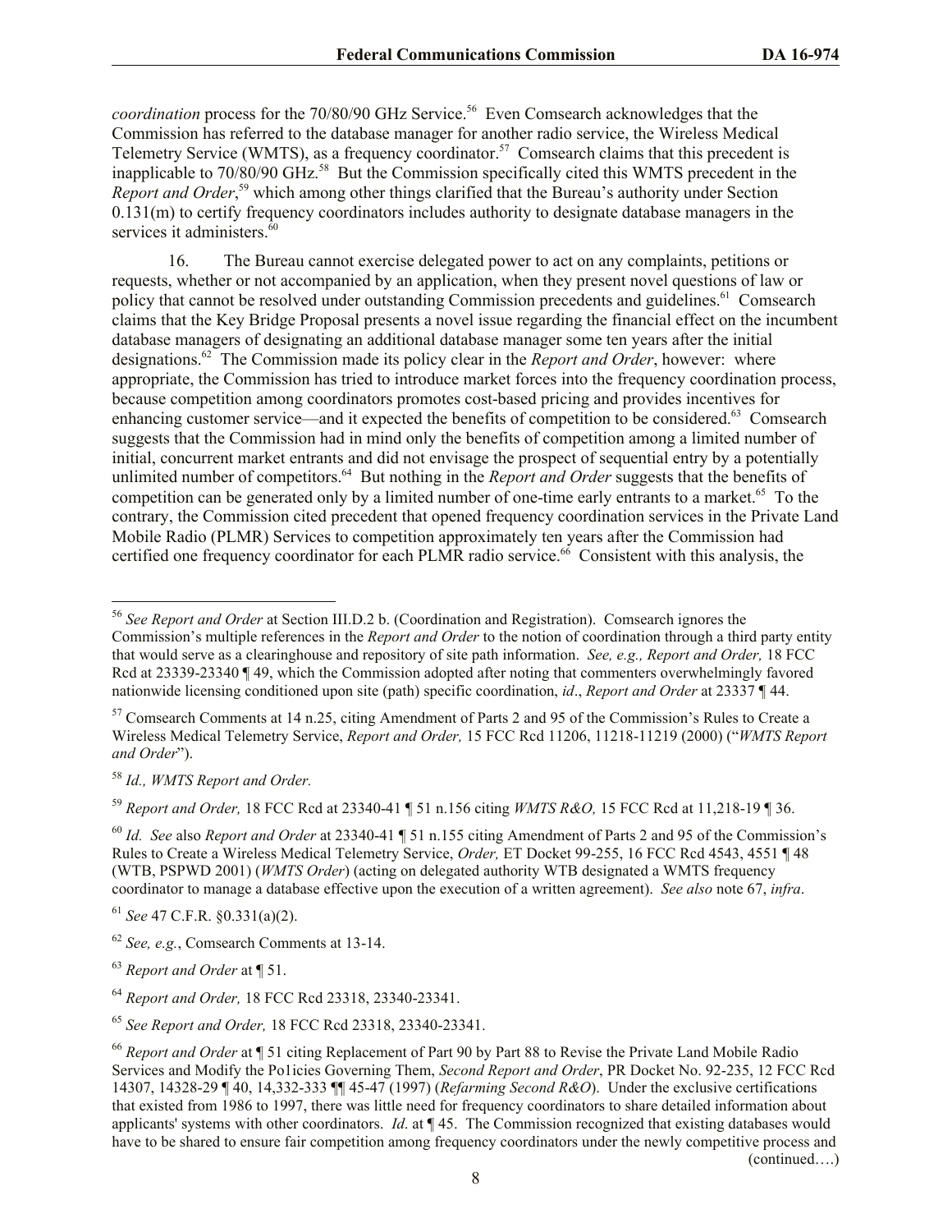*coordination* process for the 70/80/90 GHz Service.[56] Even Comsearch acknowledges that the Commission has referred to the database manager for another radio service, the Wireless Medical Telemetry Service (WMTS), as a frequency coordinator.[57] Comsearch claims that this precedent is inapplicable to 70/80/90 GHz.[58] But the Commission specifically cited this WMTS precedent in the *Report and Order*,[59] which among other things clarified that the Bureau's authority under Section 0.131(m) to certify frequency coordinators includes authority to designate database managers in the services it administers.[60]

16. The Bureau cannot exercise delegated power to act on any complaints, petitions or requests, whether or not accompanied by an application, when they present novel questions of law or policy that cannot be resolved under outstanding Commission precedents and guidelines.[61] Comsearch claims that the Key Bridge Proposal presents a novel issue regarding the financial effect on the incumbent database managers of designating an additional database manager some ten years after the initial designations.[62] The Commission made its policy clear in the *Report and Order*, however: where appropriate, the Commission has tried to introduce market forces into the frequency coordination process, because competition among coordinators promotes cost-based pricing and provides incentives for enhancing customer service—and it expected the benefits of competition to be considered.[63] Comsearch suggests that the Commission had in mind only the benefits of competition among a limited number of initial, concurrent market entrants and did not envisage the prospect of sequential entry by a potentially unlimited number of competitors.[64] But nothing in the *Report and Order* suggests that the benefits of competition can be generated only by a limited number of one-time early entrants to a market.[65] To the contrary, the Commission cited precedent that opened frequency coordination services in the Private Land Mobile Radio (PLMR) Services to competition approximately ten years after the Commission had certified one frequency coordinator for each PLMR radio service.[66] Consistent with this analysis, the

---

[56] *See Report and Order* at Section III.D.2 b. (Coordination and Registration). Comsearch ignores the Commission's multiple references in the *Report and Order* to the notion of coordination through a third party entity that would serve as a clearinghouse and repository of site path information. *See, e.g., Report and Order,* 18 FCC Rcd at 23339-23340 ¶ 49, which the Commission adopted after noting that commenters overwhelmingly favored nationwide licensing conditioned upon site (path) specific coordination, *id*., *Report and Order* at 23337 ¶ 44.

[57] Comsearch Comments at 14 n.25, citing Amendment of Parts 2 and 95 of the Commission's Rules to Create a Wireless Medical Telemetry Service, *Report and Order,* 15 FCC Rcd 11206, 11218-11219 (2000) ("*WMTS Report and Order*").

[58] *Id., WMTS Report and Order.*

[59] *Report and Order,* 18 FCC Rcd at 23340-41 ¶ 51 n.156 citing *WMTS R&O,* 15 FCC Rcd at 11,218-19 ¶ 36.

[60] *Id. See* also *Report and Order* at 23340-41 ¶ 51 n.155 citing Amendment of Parts 2 and 95 of the Commission's Rules to Create a Wireless Medical Telemetry Service, *Order,* ET Docket 99-255, 16 FCC Rcd 4543, 4551 ¶ 48 (WTB, PSPWD 2001) (*WMTS Order*) (acting on delegated authority WTB designated a WMTS frequency coordinator to manage a database effective upon the execution of a written agreement). *See also* note 67, *infra*.

[61] *See* 47 C.F.R. §0.331(a)(2).

[62] *See, e.g.*, Comsearch Comments at 13-14.

[63] *Report and Order* at ¶ 51.

[64] *Report and Order,* 18 FCC Rcd 23318, 23340-23341.

[65] *See Report and Order,* 18 FCC Rcd 23318, 23340-23341.

[66] *Report and Order* at ¶ 51 citing Replacement of Part 90 by Part 88 to Revise the Private Land Mobile Radio Services and Modify the Po1icies Governing Them, *Second Report and Order*, PR Docket No. 92-235, 12 FCC Rcd 14307, 14328-29 ¶ 40, 14,332-333 ¶¶ 45-47 (1997) (*Refarming Second R&O*). Under the exclusive certifications that existed from 1986 to 1997, there was little need for frequency coordinators to share detailed information about applicants' systems with other coordinators. *Id*. at ¶ 45. The Commission recognized that existing databases would have to be shared to ensure fair competition among frequency coordinators under the newly competitive process and (continued….)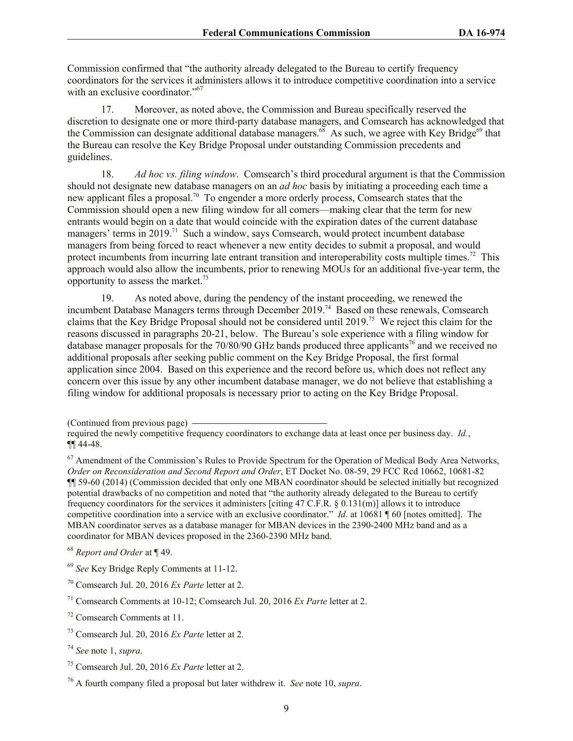Commission confirmed that "the authority already delegated to the Bureau to certify frequency coordinators for the services it administers allows it to introduce competitive coordination into a service with an exclusive coordinator."[67]

17. Moreover, as noted above, the Commission and Bureau specifically reserved the discretion to designate one or more third-party database managers, and Comsearch has acknowledged that the Commission can designate additional database managers.[68] As such, we agree with Key Bridge[69] that the Bureau can resolve the Key Bridge Proposal under outstanding Commission precedents and guidelines.

18. *Ad hoc vs. filing window*. Comsearch's third procedural argument is that the Commission should not designate new database managers on an *ad hoc* basis by initiating a proceeding each time a new applicant files a proposal.[70] To engender a more orderly process, Comsearch states that the Commission should open a new filing window for all comers—making clear that the term for new entrants would begin on a date that would coincide with the expiration dates of the current database managers' terms in 2019.[71] Such a window, says Comsearch, would protect incumbent database managers from being forced to react whenever a new entity decides to submit a proposal, and would protect incumbents from incurring late entrant transition and interoperability costs multiple times.[72] This approach would also allow the incumbents, prior to renewing MOUs for an additional five-year term, the opportunity to assess the market.[73]

19. As noted above, during the pendency of the instant proceeding, we renewed the incumbent Database Managers terms through December 2019.[74] Based on these renewals, Comsearch claims that the Key Bridge Proposal should not be considered until 2019.[75] We reject this claim for the reasons discussed in paragraphs 20-21, below. The Bureau's sole experience with a filing window for database manager proposals for the 70/80/90 GHz bands produced three applicants[76] and we received no additional proposals after seeking public comment on the Key Bridge Proposal, the first formal application since 2004. Based on this experience and the record before us, which does not reflect any concern over this issue by any other incumbent database manager, we do not believe that establishing a filing window for additional proposals is necessary prior to acting on the Key Bridge Proposal.

(Continued from previous page)
required the newly competitive frequency coordinators to exchange data at least once per business day. *Id.*, ¶¶ 44-48.

[67] Amendment of the Commission's Rules to Provide Spectrum for the Operation of Medical Body Area Networks, *Order on Reconsideration and Second Report and Order*, ET Docket No. 08-59, 29 FCC Rcd 10662, 10681-82 ¶¶ 59-60 (2014) (Commission decided that only one MBAN coordinator should be selected initially but recognized potential drawbacks of no competition and noted that "the authority already delegated to the Bureau to certify frequency coordinators for the services it administers [citing 47 C.F.R. § 0.131(m)] allows it to introduce competitive coordination into a service with an exclusive coordinator." *Id*. at 10681 ¶ 60 [notes omitted]. The MBAN coordinator serves as a database manager for MBAN devices in the 2390-2400 MHz band and as a coordinator for MBAN devices proposed in the 2360-2390 MHz band.

[68] *Report and Order* at ¶ 49.

[69] *See* Key Bridge Reply Comments at 11-12.

[70] Comsearch Jul. 20, 2016 *Ex Parte* letter at 2.

[71] Comsearch Comments at 10-12; Comsearch Jul. 20, 2016 *Ex Parte* letter at 2.

[72] Comsearch Comments at 11.

[73] Comsearch Jul. 20, 2016 *Ex Parte* letter at 2.

[74] *See* note 1, *supra*.

[75] Comsearch Jul. 20, 2016 *Ex Parte* letter at 2.

[76] A fourth company filed a proposal but later withdrew it. *See* note 10, *supra*.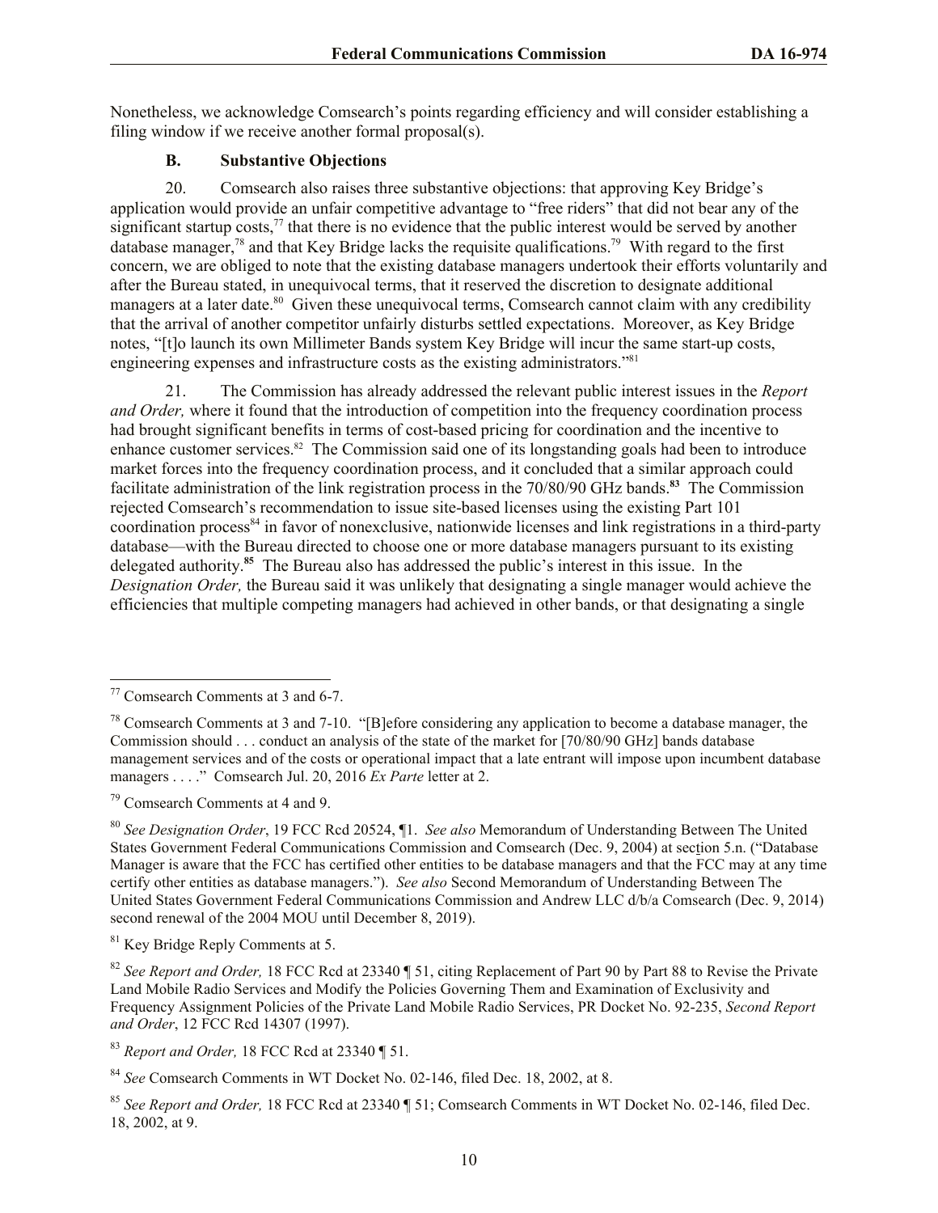Nonetheless, we acknowledge Comsearch's points regarding efficiency and will consider establishing a filing window if we receive another formal proposal(s).

### B. Substantive Objections

20. Comsearch also raises three substantive objections: that approving Key Bridge's application would provide an unfair competitive advantage to "free riders" that did not bear any of the significant startup costs,[77] that there is no evidence that the public interest would be served by another database manager,[78] and that Key Bridge lacks the requisite qualifications.[79] With regard to the first concern, we are obliged to note that the existing database managers undertook their efforts voluntarily and after the Bureau stated, in unequivocal terms, that it reserved the discretion to designate additional managers at a later date.[80] Given these unequivocal terms, Comsearch cannot claim with any credibility that the arrival of another competitor unfairly disturbs settled expectations. Moreover, as Key Bridge notes, "[t]o launch its own Millimeter Bands system Key Bridge will incur the same start-up costs, engineering expenses and infrastructure costs as the existing administrators."[81]

21. The Commission has already addressed the relevant public interest issues in the *Report and Order,* where it found that the introduction of competition into the frequency coordination process had brought significant benefits in terms of cost-based pricing for coordination and the incentive to enhance customer services.[82] The Commission said one of its longstanding goals had been to introduce market forces into the frequency coordination process, and it concluded that a similar approach could facilitate administration of the link registration process in the 70/80/90 GHz bands.[83] The Commission rejected Comsearch's recommendation to issue site-based licenses using the existing Part 101 coordination process[84] in favor of nonexclusive, nationwide licenses and link registrations in a third-party database—with the Bureau directed to choose one or more database managers pursuant to its existing delegated authority.[85] The Bureau also has addressed the public's interest in this issue. In the *Designation Order,* the Bureau said it was unlikely that designating a single manager would achieve the efficiencies that multiple competing managers had achieved in other bands, or that designating a single

---

[77] Comsearch Comments at 3 and 6-7.

[78] Comsearch Comments at 3 and 7-10. "[B]efore considering any application to become a database manager, the Commission should . . . conduct an analysis of the state of the market for [70/80/90 GHz] bands database management services and of the costs or operational impact that a late entrant will impose upon incumbent database managers . . . ." Comsearch Jul. 20, 2016 *Ex Parte* letter at 2.

[79] Comsearch Comments at 4 and 9.

[80] *See Designation Order*, 19 FCC Rcd 20524, ¶1. *See also* Memorandum of Understanding Between The United States Government Federal Communications Commission and Comsearch (Dec. 9, 2004) at section 5.n. ("Database Manager is aware that the FCC has certified other entities to be database managers and that the FCC may at any time certify other entities as database managers."). *See also* Second Memorandum of Understanding Between The United States Government Federal Communications Commission and Andrew LLC d/b/a Comsearch (Dec. 9, 2014) second renewal of the 2004 MOU until December 8, 2019).

[81] Key Bridge Reply Comments at 5.

[82] *See Report and Order,* 18 FCC Rcd at 23340 ¶ 51, citing Replacement of Part 90 by Part 88 to Revise the Private Land Mobile Radio Services and Modify the Policies Governing Them and Examination of Exclusivity and Frequency Assignment Policies of the Private Land Mobile Radio Services, PR Docket No. 92-235, *Second Report and Order*, 12 FCC Rcd 14307 (1997).

[83] *Report and Order,* 18 FCC Rcd at 23340 ¶ 51.

[84] *See* Comsearch Comments in WT Docket No. 02-146, filed Dec. 18, 2002, at 8.

[85] *See Report and Order,* 18 FCC Rcd at 23340 ¶ 51; Comsearch Comments in WT Docket No. 02-146, filed Dec. 18, 2002, at 9.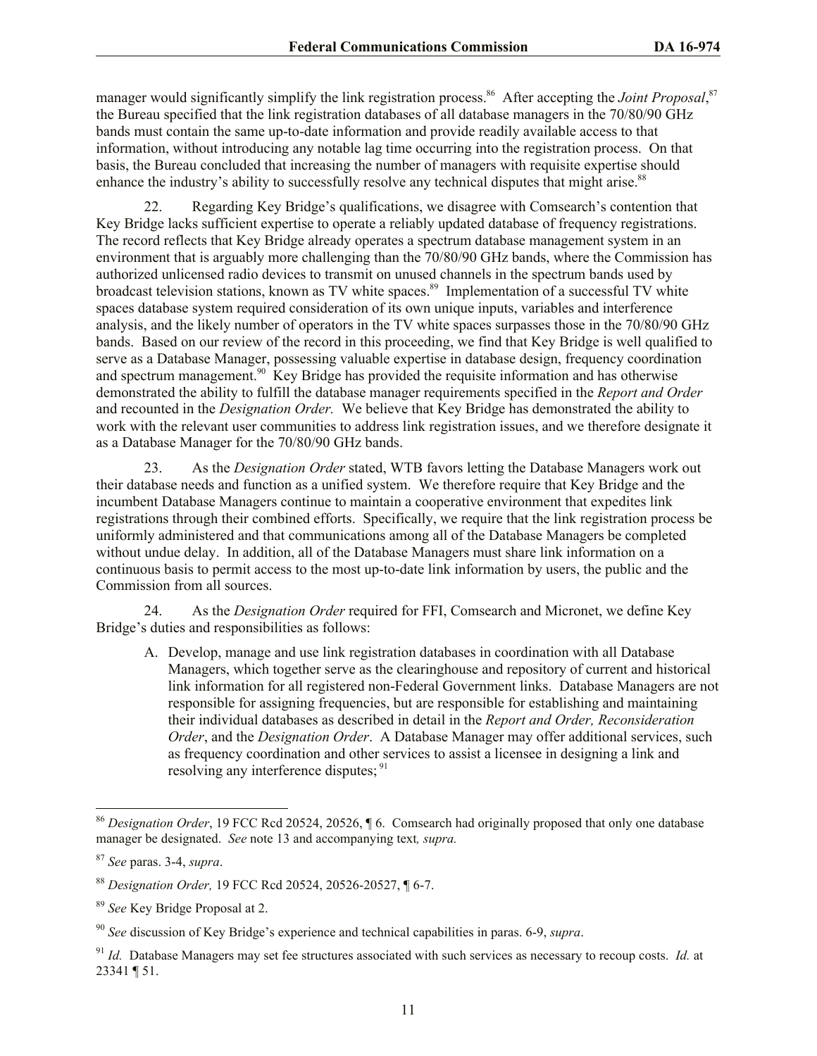manager would significantly simplify the link registration process.[86] After accepting the *Joint Proposal*,[87] the Bureau specified that the link registration databases of all database managers in the 70/80/90 GHz bands must contain the same up-to-date information and provide readily available access to that information, without introducing any notable lag time occurring into the registration process. On that basis, the Bureau concluded that increasing the number of managers with requisite expertise should enhance the industry's ability to successfully resolve any technical disputes that might arise.[88]

22. Regarding Key Bridge's qualifications, we disagree with Comsearch's contention that Key Bridge lacks sufficient expertise to operate a reliably updated database of frequency registrations. The record reflects that Key Bridge already operates a spectrum database management system in an environment that is arguably more challenging than the 70/80/90 GHz bands, where the Commission has authorized unlicensed radio devices to transmit on unused channels in the spectrum bands used by broadcast television stations, known as TV white spaces.[89] Implementation of a successful TV white spaces database system required consideration of its own unique inputs, variables and interference analysis, and the likely number of operators in the TV white spaces surpasses those in the 70/80/90 GHz bands. Based on our review of the record in this proceeding, we find that Key Bridge is well qualified to serve as a Database Manager, possessing valuable expertise in database design, frequency coordination and spectrum management.[90] Key Bridge has provided the requisite information and has otherwise demonstrated the ability to fulfill the database manager requirements specified in the *Report and Order* and recounted in the *Designation Order.* We believe that Key Bridge has demonstrated the ability to work with the relevant user communities to address link registration issues, and we therefore designate it as a Database Manager for the 70/80/90 GHz bands.

23. As the *Designation Order* stated, WTB favors letting the Database Managers work out their database needs and function as a unified system. We therefore require that Key Bridge and the incumbent Database Managers continue to maintain a cooperative environment that expedites link registrations through their combined efforts. Specifically, we require that the link registration process be uniformly administered and that communications among all of the Database Managers be completed without undue delay. In addition, all of the Database Managers must share link information on a continuous basis to permit access to the most up-to-date link information by users, the public and the Commission from all sources.

24. As the *Designation Order* required for FFI, Comsearch and Micronet, we define Key Bridge's duties and responsibilities as follows:

A. Develop, manage and use link registration databases in coordination with all Database Managers, which together serve as the clearinghouse and repository of current and historical link information for all registered non-Federal Government links. Database Managers are not responsible for assigning frequencies, but are responsible for establishing and maintaining their individual databases as described in detail in the *Report and Order, Reconsideration Order*, and the *Designation Order*. A Database Manager may offer additional services, such as frequency coordination and other services to assist a licensee in designing a link and resolving any interference disputes;[91]

---

[86] *Designation Order*, 19 FCC Rcd 20524, 20526, ¶ 6. Comsearch had originally proposed that only one database manager be designated. *See* note 13 and accompanying text*, supra.*

[87] *See* paras. 3-4, *supra*.

[88] *Designation Order,* 19 FCC Rcd 20524, 20526-20527, ¶ 6-7.

[89] *See* Key Bridge Proposal at 2.

[90] *See* discussion of Key Bridge's experience and technical capabilities in paras. 6-9, *supra*.

[91] *Id.* Database Managers may set fee structures associated with such services as necessary to recoup costs. *Id.* at 23341 ¶ 51.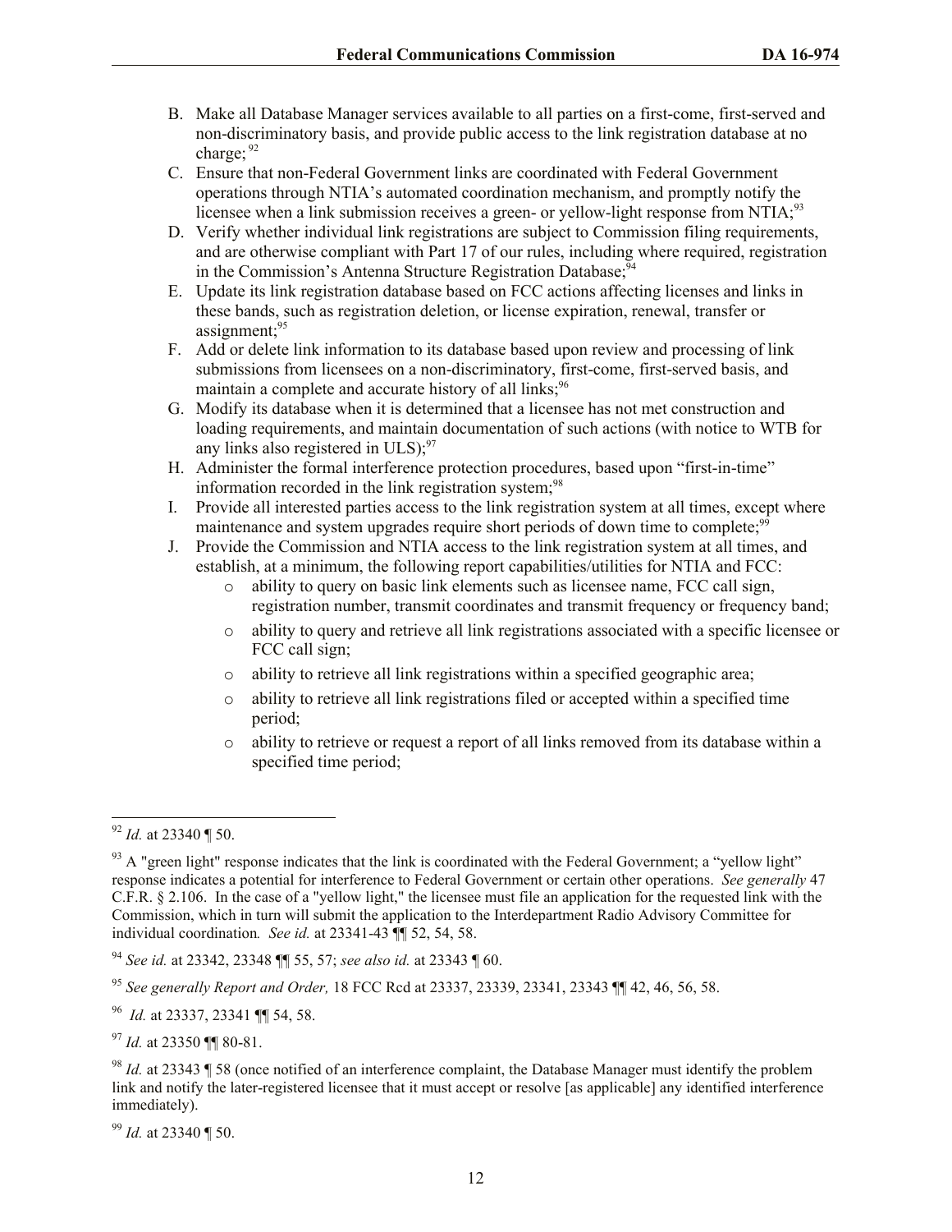B. Make all Database Manager services available to all parties on a first-come, first-served and non-discriminatory basis, and provide public access to the link registration database at no charge; [92]

C. Ensure that non-Federal Government links are coordinated with Federal Government operations through NTIA's automated coordination mechanism, and promptly notify the licensee when a link submission receives a green- or yellow-light response from NTIA;[93]

D. Verify whether individual link registrations are subject to Commission filing requirements, and are otherwise compliant with Part 17 of our rules, including where required, registration in the Commission's Antenna Structure Registration Database;[94]

E. Update its link registration database based on FCC actions affecting licenses and links in these bands, such as registration deletion, or license expiration, renewal, transfer or assignment;[95]

F. Add or delete link information to its database based upon review and processing of link submissions from licensees on a non-discriminatory, first-come, first-served basis, and maintain a complete and accurate history of all links;[96]

G. Modify its database when it is determined that a licensee has not met construction and loading requirements, and maintain documentation of such actions (with notice to WTB for any links also registered in ULS);[97]

H. Administer the formal interference protection procedures, based upon "first-in-time" information recorded in the link registration system;[98]

I. Provide all interested parties access to the link registration system at all times, except where maintenance and system upgrades require short periods of down time to complete;[99]

J. Provide the Commission and NTIA access to the link registration system at all times, and establish, at a minimum, the following report capabilities/utilities for NTIA and FCC:
   - ability to query on basic link elements such as licensee name, FCC call sign, registration number, transmit coordinates and transmit frequency or frequency band;
   - ability to query and retrieve all link registrations associated with a specific licensee or FCC call sign;
   - ability to retrieve all link registrations within a specified geographic area;
   - ability to retrieve all link registrations filed or accepted within a specified time period;
   - ability to retrieve or request a report of all links removed from its database within a specified time period;

---

[92] *Id.* at 23340 ¶ 50.

[93] A "green light" response indicates that the link is coordinated with the Federal Government; a "yellow light" response indicates a potential for interference to Federal Government or certain other operations. *See generally* 47 C.F.R. § 2.106. In the case of a "yellow light," the licensee must file an application for the requested link with the Commission, which in turn will submit the application to the Interdepartment Radio Advisory Committee for individual coordination*. See id.* at 23341-43 ¶¶ 52, 54, 58.

[94] *See id.* at 23342, 23348 ¶¶ 55, 57; *see also id.* at 23343 ¶ 60.

[95] *See generally Report and Order,* 18 FCC Rcd at 23337, 23339, 23341, 23343 ¶¶ 42, 46, 56, 58.

[96] *Id.* at 23337, 23341 ¶¶ 54, 58.

[97] *Id.* at 23350 ¶¶ 80-81.

[98] *Id.* at 23343 ¶ 58 (once notified of an interference complaint, the Database Manager must identify the problem link and notify the later-registered licensee that it must accept or resolve [as applicable] any identified interference immediately).

[99] *Id.* at 23340 ¶ 50.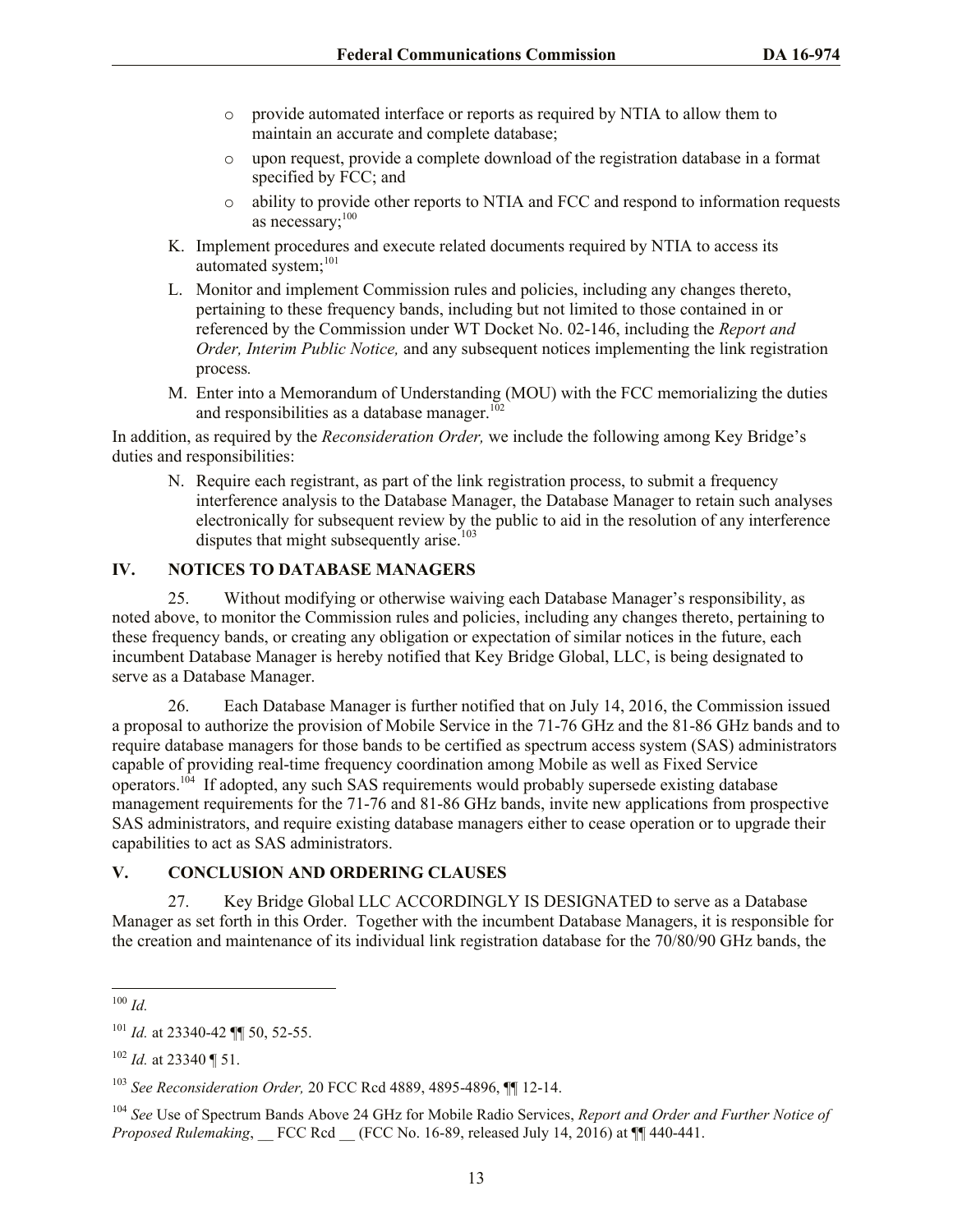- provide automated interface or reports as required by NTIA to allow them to maintain an accurate and complete database;
   - upon request, provide a complete download of the registration database in a format specified by FCC; and
   - ability to provide other reports to NTIA and FCC and respond to information requests as necessary;[100]

K. Implement procedures and execute related documents required by NTIA to access its automated system;[101]

L. Monitor and implement Commission rules and policies, including any changes thereto, pertaining to these frequency bands, including but not limited to those contained in or referenced by the Commission under WT Docket No. 02-146, including the *Report and Order, Interim Public Notice,* and any subsequent notices implementing the link registration process*.*

M. Enter into a Memorandum of Understanding (MOU) with the FCC memorializing the duties and responsibilities as a database manager.[102]

In addition, as required by the *Reconsideration Order,* we include the following among Key Bridge's duties and responsibilities:

N. Require each registrant, as part of the link registration process, to submit a frequency interference analysis to the Database Manager, the Database Manager to retain such analyses electronically for subsequent review by the public to aid in the resolution of any interference disputes that might subsequently arise.[103]

## IV. NOTICES TO DATABASE MANAGERS

25. Without modifying or otherwise waiving each Database Manager's responsibility, as noted above, to monitor the Commission rules and policies, including any changes thereto, pertaining to these frequency bands, or creating any obligation or expectation of similar notices in the future, each incumbent Database Manager is hereby notified that Key Bridge Global, LLC, is being designated to serve as a Database Manager.

26. Each Database Manager is further notified that on July 14, 2016, the Commission issued a proposal to authorize the provision of Mobile Service in the 71-76 GHz and the 81-86 GHz bands and to require database managers for those bands to be certified as spectrum access system (SAS) administrators capable of providing real-time frequency coordination among Mobile as well as Fixed Service operators.[104] If adopted, any such SAS requirements would probably supersede existing database management requirements for the 71-76 and 81-86 GHz bands, invite new applications from prospective SAS administrators, and require existing database managers either to cease operation or to upgrade their capabilities to act as SAS administrators.

## V. CONCLUSION AND ORDERING CLAUSES

27. Key Bridge Global LLC ACCORDINGLY IS DESIGNATED to serve as a Database Manager as set forth in this Order. Together with the incumbent Database Managers, it is responsible for the creation and maintenance of its individual link registration database for the 70/80/90 GHz bands, the

---

[100] *Id.*

[101] *Id.* at 23340-42 ¶¶ 50, 52-55.

[102] *Id.* at 23340 ¶ 51.

[103] *See Reconsideration Order,* 20 FCC Rcd 4889, 4895-4896, ¶¶ 12-14.

[104] *See* Use of Spectrum Bands Above 24 GHz for Mobile Radio Services, *Report and Order and Further Notice of Proposed Rulemaking*, __ FCC Rcd __ (FCC No. 16-89, released July 14, 2016) at ¶¶ 440-441.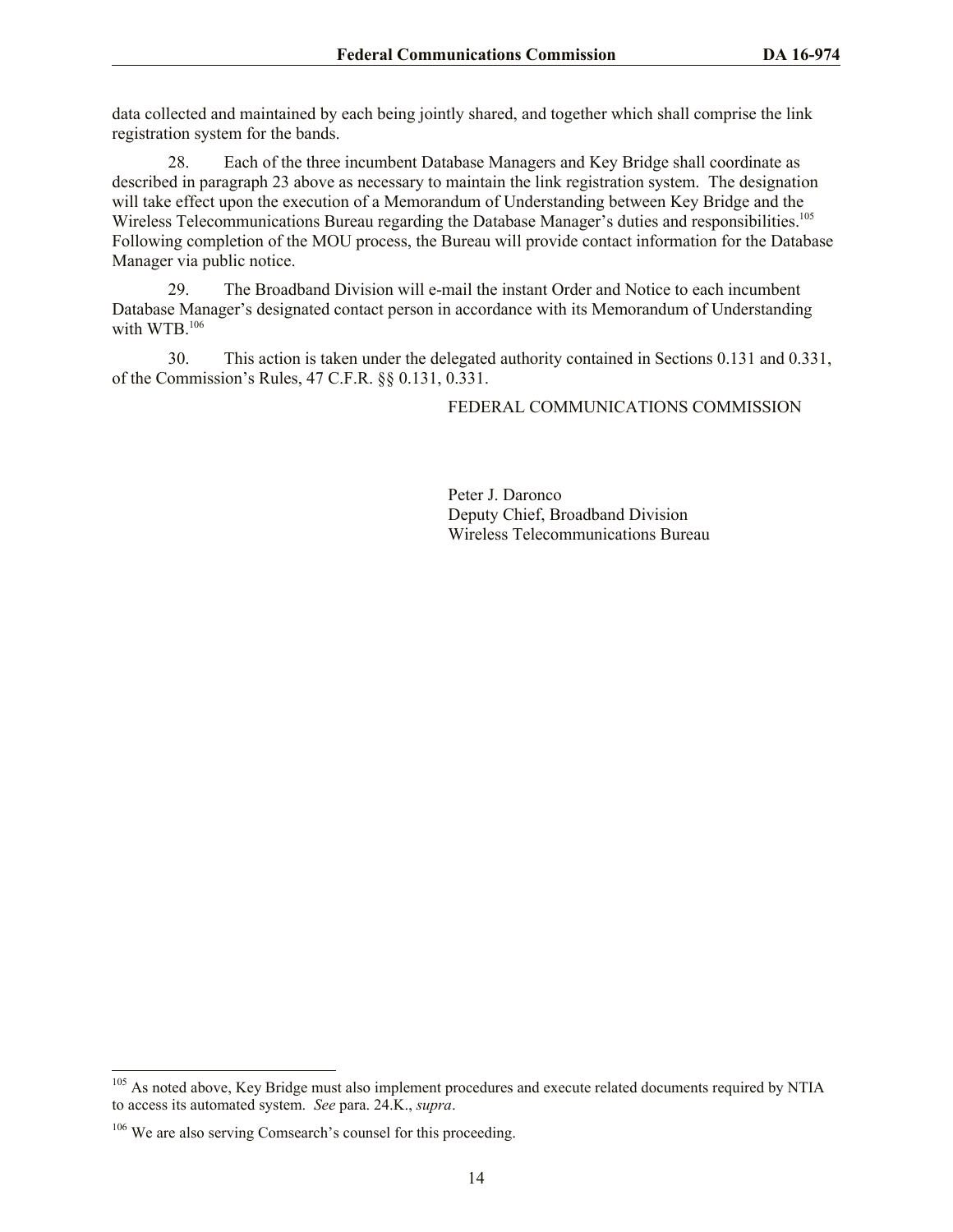data collected and maintained by each being jointly shared, and together which shall comprise the link registration system for the bands.

28. Each of the three incumbent Database Managers and Key Bridge shall coordinate as described in paragraph 23 above as necessary to maintain the link registration system. The designation will take effect upon the execution of a Memorandum of Understanding between Key Bridge and the Wireless Telecommunications Bureau regarding the Database Manager's duties and responsibilities.[105] Following completion of the MOU process, the Bureau will provide contact information for the Database Manager via public notice.

29. The Broadband Division will e-mail the instant Order and Notice to each incumbent Database Manager's designated contact person in accordance with its Memorandum of Understanding with WTB.[106]

30. This action is taken under the delegated authority contained in Sections 0.131 and 0.331, of the Commission's Rules, 47 C.F.R. §§ 0.131, 0.331.

FEDERAL COMMUNICATIONS COMMISSION

Peter J. Daronco
Deputy Chief, Broadband Division
Wireless Telecommunications Bureau

---

[105] As noted above, Key Bridge must also implement procedures and execute related documents required by NTIA to access its automated system. *See* para. 24.K., *supra*.

[106] We are also serving Comsearch's counsel for this proceeding.